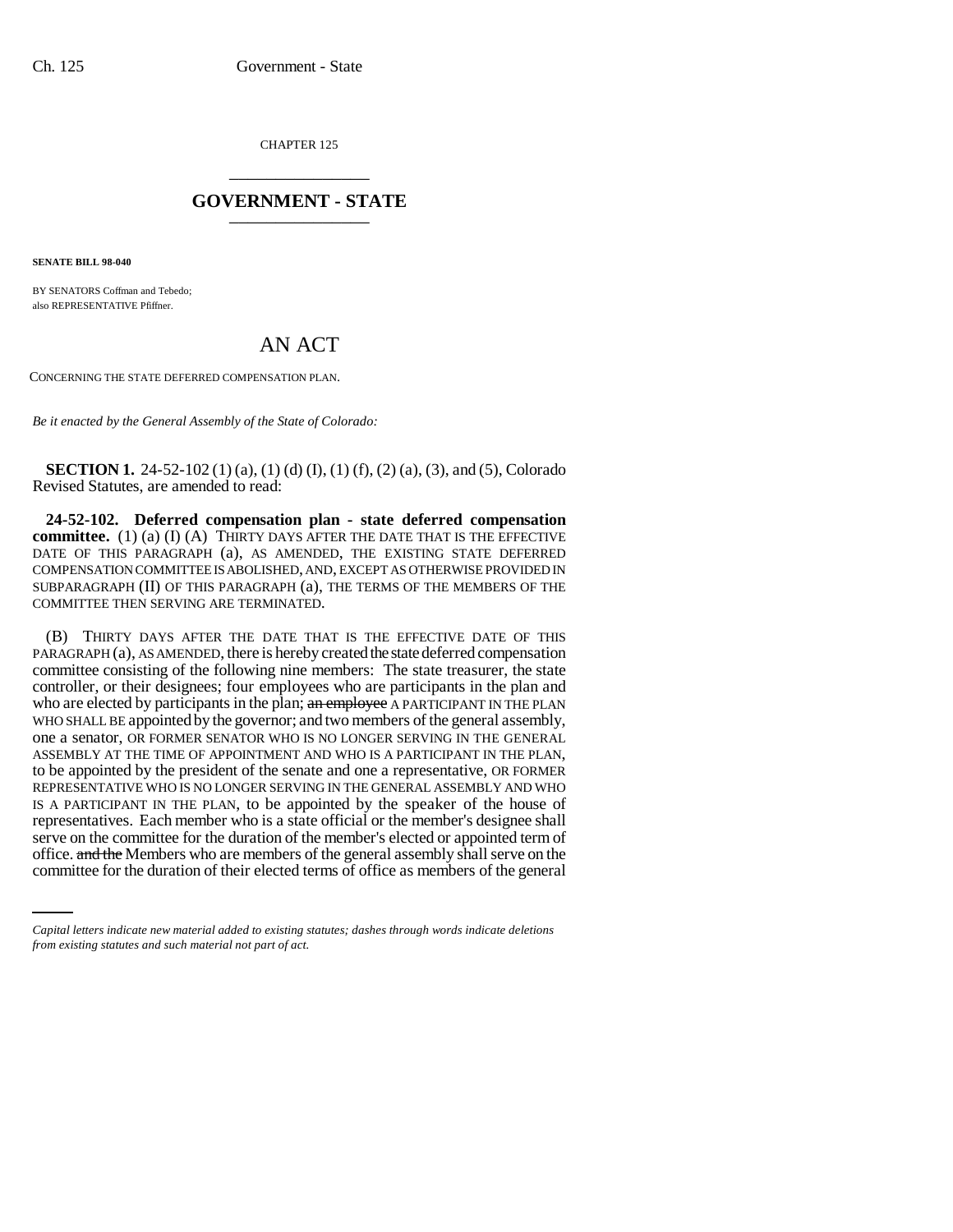CHAPTER 125

## GOVERNMENT - STATE

**SENATE BILL 98-040**

BY SENATORS Coffman and Tebedo;
also REPRESENTATIVE Pfiffner.

# AN ACT

CONCERNING THE STATE DEFERRED COMPENSATION PLAN.

*Be it enacted by the General Assembly of the State of Colorado:*

**SECTION 1.** 24-52-102 (1) (a), (1) (d) (I), (1) (f), (2) (a), (3), and (5), Colorado Revised Statutes, are amended to read:

**24-52-102. Deferred compensation plan - state deferred compensation committee.** (1) (a) (I) (A) THIRTY DAYS AFTER THE DATE THAT IS THE EFFECTIVE DATE OF THIS PARAGRAPH (a), AS AMENDED, THE EXISTING STATE DEFERRED COMPENSATION COMMITTEE IS ABOLISHED, AND, EXCEPT AS OTHERWISE PROVIDED IN SUBPARAGRAPH (II) OF THIS PARAGRAPH (a), THE TERMS OF THE MEMBERS OF THE COMMITTEE THEN SERVING ARE TERMINATED.

(B) THIRTY DAYS AFTER THE DATE THAT IS THE EFFECTIVE DATE OF THIS PARAGRAPH (a), AS AMENDED, there is hereby created the state deferred compensation committee consisting of the following nine members: The state treasurer, the state controller, or their designees; four employees who are participants in the plan and who are elected by participants in the plan; ~~an employee~~ A PARTICIPANT IN THE PLAN WHO SHALL BE appointed by the governor; and two members of the general assembly, one a senator, OR FORMER SENATOR WHO IS NO LONGER SERVING IN THE GENERAL ASSEMBLY AT THE TIME OF APPOINTMENT AND WHO IS A PARTICIPANT IN THE PLAN, to be appointed by the president of the senate and one a representative, OR FORMER REPRESENTATIVE WHO IS NO LONGER SERVING IN THE GENERAL ASSEMBLY AND WHO IS A PARTICIPANT IN THE PLAN, to be appointed by the speaker of the house of representatives. Each member who is a state official or the member's designee shall serve on the committee for the duration of the member's elected or appointed term of office. ~~and the~~ Members who are members of the general assembly shall serve on the committee for the duration of their elected terms of office as members of the general

*Capital letters indicate new material added to existing statutes; dashes through words indicate deletions from existing statutes and such material not part of act.*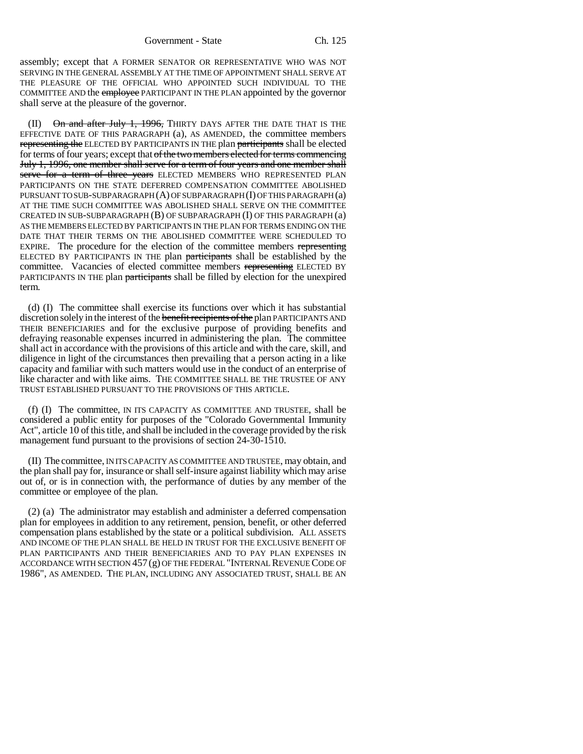assembly; except that A FORMER SENATOR OR REPRESENTATIVE WHO WAS NOT SERVING IN THE GENERAL ASSEMBLY AT THE TIME OF APPOINTMENT SHALL SERVE AT THE PLEASURE OF THE OFFICIAL WHO APPOINTED SUCH INDIVIDUAL TO THE COMMITTEE AND the ~~employee~~ PARTICIPANT IN THE PLAN appointed by the governor shall serve at the pleasure of the governor.

(II) ~~On and after July 1, 1996,~~ THIRTY DAYS AFTER THE DATE THAT IS THE EFFECTIVE DATE OF THIS PARAGRAPH (a), AS AMENDED, the committee members ~~representing the~~ ELECTED BY PARTICIPANTS IN THE plan ~~participants~~ shall be elected for terms of four years; except that ~~of the two members elected for terms commencing July 1, 1996, one member shall serve for a term of four years and one member shall serve for a term of three years~~ ELECTED MEMBERS WHO REPRESENTED PLAN PARTICIPANTS ON THE STATE DEFERRED COMPENSATION COMMITTEE ABOLISHED PURSUANT TO SUB-SUBPARAGRAPH (A) OF SUBPARAGRAPH (I) OF THIS PARAGRAPH (a) AT THE TIME SUCH COMMITTEE WAS ABOLISHED SHALL SERVE ON THE COMMITTEE CREATED IN SUB-SUBPARAGRAPH (B) OF SUBPARAGRAPH (I) OF THIS PARAGRAPH (a) AS THE MEMBERS ELECTED BY PARTICIPANTS IN THE PLAN FOR TERMS ENDING ON THE DATE THAT THEIR TERMS ON THE ABOLISHED COMMITTEE WERE SCHEDULED TO EXPIRE. The procedure for the election of the committee members ~~representing~~ ELECTED BY PARTICIPANTS IN THE plan ~~participants~~ shall be established by the committee. Vacancies of elected committee members ~~representing~~ ELECTED BY PARTICIPANTS IN THE plan ~~participants~~ shall be filled by election for the unexpired term.

(d) (I) The committee shall exercise its functions over which it has substantial discretion solely in the interest of the ~~benefit recipients of the~~ plan PARTICIPANTS AND THEIR BENEFICIARIES and for the exclusive purpose of providing benefits and defraying reasonable expenses incurred in administering the plan. The committee shall act in accordance with the provisions of this article and with the care, skill, and diligence in light of the circumstances then prevailing that a person acting in a like capacity and familiar with such matters would use in the conduct of an enterprise of like character and with like aims. THE COMMITTEE SHALL BE THE TRUSTEE OF ANY TRUST ESTABLISHED PURSUANT TO THE PROVISIONS OF THIS ARTICLE.

(f) (I) The committee, IN ITS CAPACITY AS COMMITTEE AND TRUSTEE, shall be considered a public entity for purposes of the "Colorado Governmental Immunity Act", article 10 of this title, and shall be included in the coverage provided by the risk management fund pursuant to the provisions of section 24-30-1510.

(II) The committee, IN ITS CAPACITY AS COMMITTEE AND TRUSTEE, may obtain, and the plan shall pay for, insurance or shall self-insure against liability which may arise out of, or is in connection with, the performance of duties by any member of the committee or employee of the plan.

(2) (a) The administrator may establish and administer a deferred compensation plan for employees in addition to any retirement, pension, benefit, or other deferred compensation plans established by the state or a political subdivision. ALL ASSETS AND INCOME OF THE PLAN SHALL BE HELD IN TRUST FOR THE EXCLUSIVE BENEFIT OF PLAN PARTICIPANTS AND THEIR BENEFICIARIES AND TO PAY PLAN EXPENSES IN ACCORDANCE WITH SECTION 457 (g) OF THE FEDERAL "INTERNAL REVENUE CODE OF 1986", AS AMENDED. THE PLAN, INCLUDING ANY ASSOCIATED TRUST, SHALL BE AN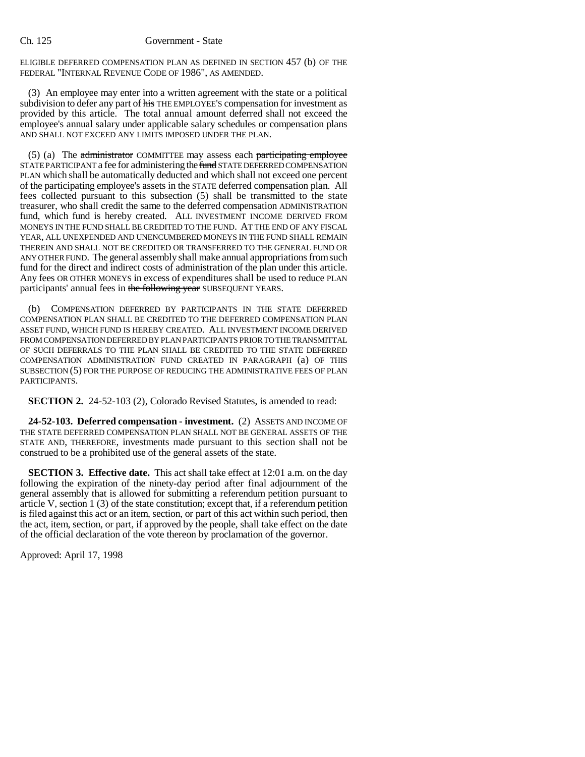ELIGIBLE DEFERRED COMPENSATION PLAN AS DEFINED IN SECTION 457 (b) OF THE FEDERAL "INTERNAL REVENUE CODE OF 1986", AS AMENDED.

(3) An employee may enter into a written agreement with the state or a political subdivision to defer any part of ~~his~~ THE EMPLOYEE'S compensation for investment as provided by this article. The total annual amount deferred shall not exceed the employee's annual salary under applicable salary schedules or compensation plans AND SHALL NOT EXCEED ANY LIMITS IMPOSED UNDER THE PLAN.

(5) (a) The ~~administrator~~ COMMITTEE may assess each ~~participating employee~~ STATE PARTICIPANT a fee for administering the ~~fund~~ STATE DEFERRED COMPENSATION PLAN which shall be automatically deducted and which shall not exceed one percent of the participating employee's assets in the STATE deferred compensation plan. All fees collected pursuant to this subsection (5) shall be transmitted to the state treasurer, who shall credit the same to the deferred compensation ADMINISTRATION fund, which fund is hereby created. ALL INVESTMENT INCOME DERIVED FROM MONEYS IN THE FUND SHALL BE CREDITED TO THE FUND. AT THE END OF ANY FISCAL YEAR, ALL UNEXPENDED AND UNENCUMBERED MONEYS IN THE FUND SHALL REMAIN THEREIN AND SHALL NOT BE CREDITED OR TRANSFERRED TO THE GENERAL FUND OR ANY OTHER FUND. The general assembly shall make annual appropriations from such fund for the direct and indirect costs of administration of the plan under this article. Any fees OR OTHER MONEYS in excess of expenditures shall be used to reduce PLAN participants' annual fees in ~~the following year~~ SUBSEQUENT YEARS.

(b) COMPENSATION DEFERRED BY PARTICIPANTS IN THE STATE DEFERRED COMPENSATION PLAN SHALL BE CREDITED TO THE DEFERRED COMPENSATION PLAN ASSET FUND, WHICH FUND IS HEREBY CREATED. ALL INVESTMENT INCOME DERIVED FROM COMPENSATION DEFERRED BY PLAN PARTICIPANTS PRIOR TO THE TRANSMITTAL OF SUCH DEFERRALS TO THE PLAN SHALL BE CREDITED TO THE STATE DEFERRED COMPENSATION ADMINISTRATION FUND CREATED IN PARAGRAPH (a) OF THIS SUBSECTION (5) FOR THE PURPOSE OF REDUCING THE ADMINISTRATIVE FEES OF PLAN PARTICIPANTS.

**SECTION 2.** 24-52-103 (2), Colorado Revised Statutes, is amended to read:

**24-52-103. Deferred compensation - investment.** (2) ASSETS AND INCOME OF THE STATE DEFERRED COMPENSATION PLAN SHALL NOT BE GENERAL ASSETS OF THE STATE AND, THEREFORE, investments made pursuant to this section shall not be construed to be a prohibited use of the general assets of the state.

**SECTION 3. Effective date.** This act shall take effect at 12:01 a.m. on the day following the expiration of the ninety-day period after final adjournment of the general assembly that is allowed for submitting a referendum petition pursuant to article V, section 1 (3) of the state constitution; except that, if a referendum petition is filed against this act or an item, section, or part of this act within such period, then the act, item, section, or part, if approved by the people, shall take effect on the date of the official declaration of the vote thereon by proclamation of the governor.

Approved: April 17, 1998